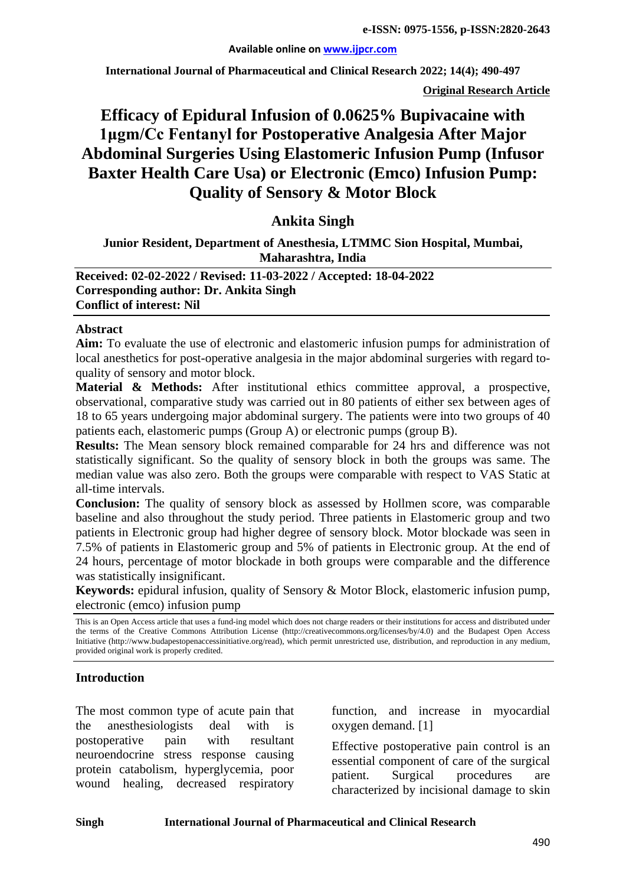# Efficacy of Epidural Infusion of 0.0625% Bupivacaine with 1µgm/Cc Fentanyl for Postoperative Analgesia After Major Abdominal Surgeries Using Elastomeric Infusion Pump (Infusor Baxter Health Care Usa) or Electronic (Emco) Infusion Pump: Quality of Sensory & Motor Block

**Original Research Article**

## Ankita Singh

**Junior Resident, Department of Anesthesia, LTMMC Sion Hospital, Mumbai, Maharashtra, India**

**Received: 02-02-2022 / Revised: 11-03-2022 / Accepted: 18-04-2022**
**Corresponding author: Dr. Ankita Singh**
**Conflict of interest: Nil**

## Abstract

**Aim:** To evaluate the use of electronic and elastomeric infusion pumps for administration of local anesthetics for post-operative analgesia in the major abdominal surgeries with regard to-quality of sensory and motor block.

**Material & Methods:** After institutional ethics committee approval, a prospective, observational, comparative study was carried out in 80 patients of either sex between ages of 18 to 65 years undergoing major abdominal surgery. The patients were into two groups of 40 patients each, elastomeric pumps (Group A) or electronic pumps (group B).

**Results:** The Mean sensory block remained comparable for 24 hrs and difference was not statistically significant. So the quality of sensory block in both the groups was same. The median value was also zero. Both the groups were comparable with respect to VAS Static at all-time intervals.

**Conclusion:** The quality of sensory block as assessed by Hollmen score, was comparable baseline and also throughout the study period. Three patients in Elastomeric group and two patients in Electronic group had higher degree of sensory block. Motor blockade was seen in 7.5% of patients in Elastomeric group and 5% of patients in Electronic group. At the end of 24 hours, percentage of motor blockade in both groups were comparable and the difference was statistically insignificant.

**Keywords:** epidural infusion, quality of Sensory & Motor Block, elastomeric infusion pump, electronic (emco) infusion pump

This is an Open Access article that uses a fund-ing model which does not charge readers or their institutions for access and distributed under the terms of the Creative Commons Attribution License (http://creativecommons.org/licenses/by/4.0) and the Budapest Open Access Initiative (http://www.budapestopenaccessinitiative.org/read), which permit unrestricted use, distribution, and reproduction in any medium, provided original work is properly credited.

## Introduction

The most common type of acute pain that the anesthesiologists deal with is postoperative pain with resultant neuroendocrine stress response causing protein catabolism, hyperglycemia, poor wound healing, decreased respiratory function, and increase in myocardial oxygen demand. [1]

Effective postoperative pain control is an essential component of care of the surgical patient. Surgical procedures are characterized by incisional damage to skin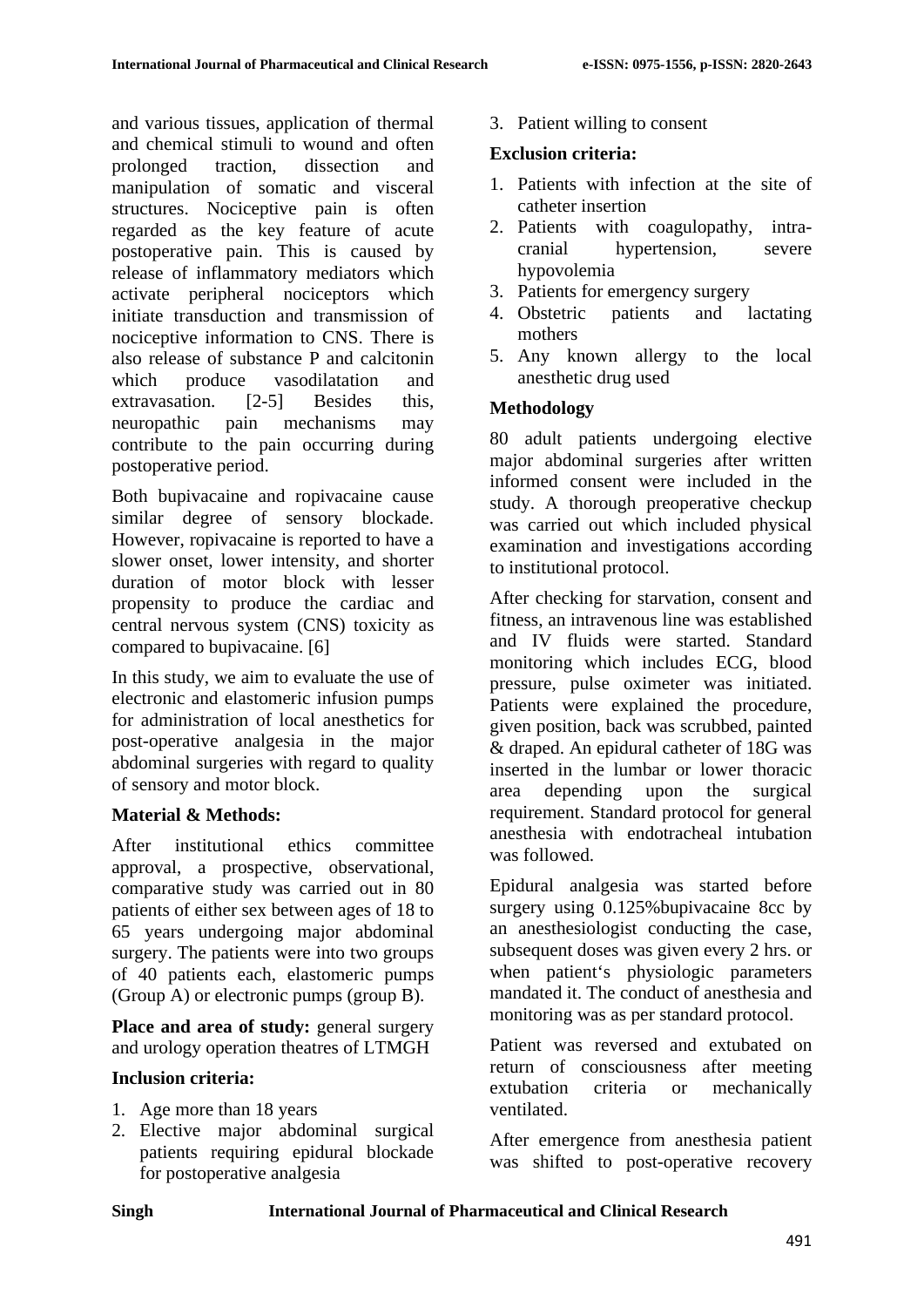and various tissues, application of thermal and chemical stimuli to wound and often prolonged traction, dissection and manipulation of somatic and visceral structures. Nociceptive pain is often regarded as the key feature of acute postoperative pain. This is caused by release of inflammatory mediators which activate peripheral nociceptors which initiate transduction and transmission of nociceptive information to CNS. There is also release of substance P and calcitonin which produce vasodilatation and extravasation. [2-5] Besides this, neuropathic pain mechanisms may contribute to the pain occurring during postoperative period.

Both bupivacaine and ropivacaine cause similar degree of sensory blockade. However, ropivacaine is reported to have a slower onset, lower intensity, and shorter duration of motor block with lesser propensity to produce the cardiac and central nervous system (CNS) toxicity as compared to bupivacaine. [6]

In this study, we aim to evaluate the use of electronic and elastomeric infusion pumps for administration of local anesthetics for post-operative analgesia in the major abdominal surgeries with regard to quality of sensory and motor block.

## Material & Methods:

After institutional ethics committee approval, a prospective, observational, comparative study was carried out in 80 patients of either sex between ages of 18 to 65 years undergoing major abdominal surgery. The patients were into two groups of 40 patients each, elastomeric pumps (Group A) or electronic pumps (group B).

**Place and area of study:** general surgery and urology operation theatres of LTMGH

### Inclusion criteria:

1. Age more than 18 years
2. Elective major abdominal surgical patients requiring epidural blockade for postoperative analgesia
3. Patient willing to consent

### Exclusion criteria:

1. Patients with infection at the site of catheter insertion
2. Patients with coagulopathy, intra-cranial hypertension, severe hypovolemia
3. Patients for emergency surgery
4. Obstetric patients and lactating mothers
5. Any known allergy to the local anesthetic drug used

### Methodology

80 adult patients undergoing elective major abdominal surgeries after written informed consent were included in the study. A thorough preoperative checkup was carried out which included physical examination and investigations according to institutional protocol.

After checking for starvation, consent and fitness, an intravenous line was established and IV fluids were started. Standard monitoring which includes ECG, blood pressure, pulse oximeter was initiated. Patients were explained the procedure, given position, back was scrubbed, painted & draped. An epidural catheter of 18G was inserted in the lumbar or lower thoracic area depending upon the surgical requirement. Standard protocol for general anesthesia with endotracheal intubation was followed.

Epidural analgesia was started before surgery using 0.125%bupivacaine 8cc by an anesthesiologist conducting the case, subsequent doses was given every 2 hrs. or when patient‘s physiologic parameters mandated it. The conduct of anesthesia and monitoring was as per standard protocol.

Patient was reversed and extubated on return of consciousness after meeting extubation criteria or mechanically ventilated.

After emergence from anesthesia patient was shifted to post-operative recovery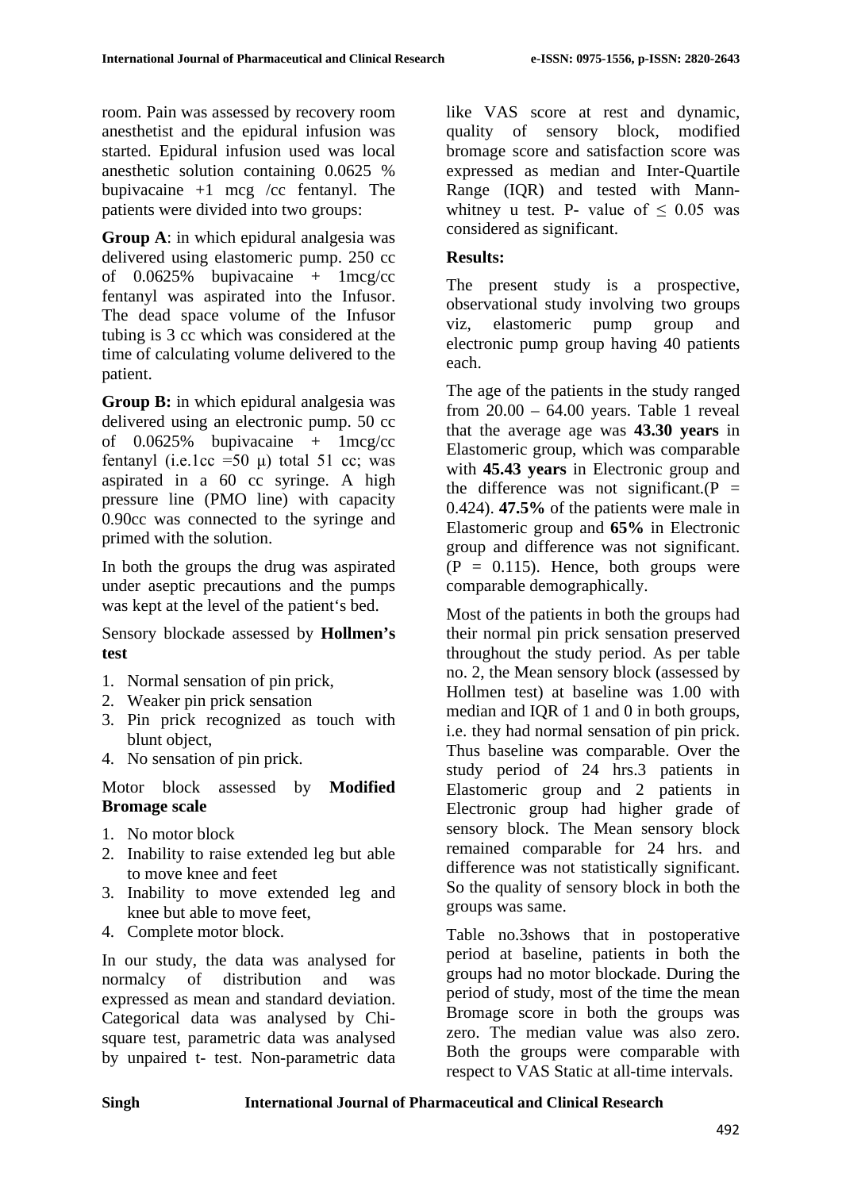room. Pain was assessed by recovery room anesthetist and the epidural infusion was started. Epidural infusion used was local anesthetic solution containing 0.0625 % bupivacaine +1 mcg /cc fentanyl. The patients were divided into two groups:

**Group A**: in which epidural analgesia was delivered using elastomeric pump. 250 cc of 0.0625% bupivacaine + 1mcg/cc fentanyl was aspirated into the Infusor. The dead space volume of the Infusor tubing is 3 cc which was considered at the time of calculating volume delivered to the patient.

**Group B:** in which epidural analgesia was delivered using an electronic pump. 50 cc of 0.0625% bupivacaine + 1mcg/cc fentanyl (i.e.1cc =50 μ) total 51 cc; was aspirated in a 60 cc syringe. A high pressure line (PMO line) with capacity 0.90cc was connected to the syringe and primed with the solution.

In both the groups the drug was aspirated under aseptic precautions and the pumps was kept at the level of the patient's bed.

Sensory blockade assessed by **Hollmen's test**

1. Normal sensation of pin prick,
2. Weaker pin prick sensation
3. Pin prick recognized as touch with blunt object,
4. No sensation of pin prick.

Motor block assessed by **Modified Bromage scale**

1. No motor block
2. Inability to raise extended leg but able to move knee and feet
3. Inability to move extended leg and knee but able to move feet,
4. Complete motor block.

In our study, the data was analysed for normalcy of distribution and was expressed as mean and standard deviation. Categorical data was analysed by Chi-square test, parametric data was analysed by unpaired t- test. Non-parametric data like VAS score at rest and dynamic, quality of sensory block, modified bromage score and satisfaction score was expressed as median and Inter-Quartile Range (IQR) and tested with Mann-whitney u test. P- value of ≤ 0.05 was considered as significant.

## Results:

The present study is a prospective, observational study involving two groups viz, elastomeric pump group and electronic pump group having 40 patients each.

The age of the patients in the study ranged from 20.00 – 64.00 years. Table 1 reveal that the average age was **43.30 years** in Elastomeric group, which was comparable with **45.43 years** in Electronic group and the difference was not significant.(P = 0.424). **47.5%** of the patients were male in Elastomeric group and **65%** in Electronic group and difference was not significant. (P = 0.115). Hence, both groups were comparable demographically.

Most of the patients in both the groups had their normal pin prick sensation preserved throughout the study period. As per table no. 2, the Mean sensory block (assessed by Hollmen test) at baseline was 1.00 with median and IQR of 1 and 0 in both groups, i.e. they had normal sensation of pin prick. Thus baseline was comparable. Over the study period of 24 hrs.3 patients in Elastomeric group and 2 patients in Electronic group had higher grade of sensory block. The Mean sensory block remained comparable for 24 hrs. and difference was not statistically significant. So the quality of sensory block in both the groups was same.

Table no.3shows that in postoperative period at baseline, patients in both the groups had no motor blockade. During the period of study, most of the time the mean Bromage score in both the groups was zero. The median value was also zero. Both the groups were comparable with respect to VAS Static at all-time intervals.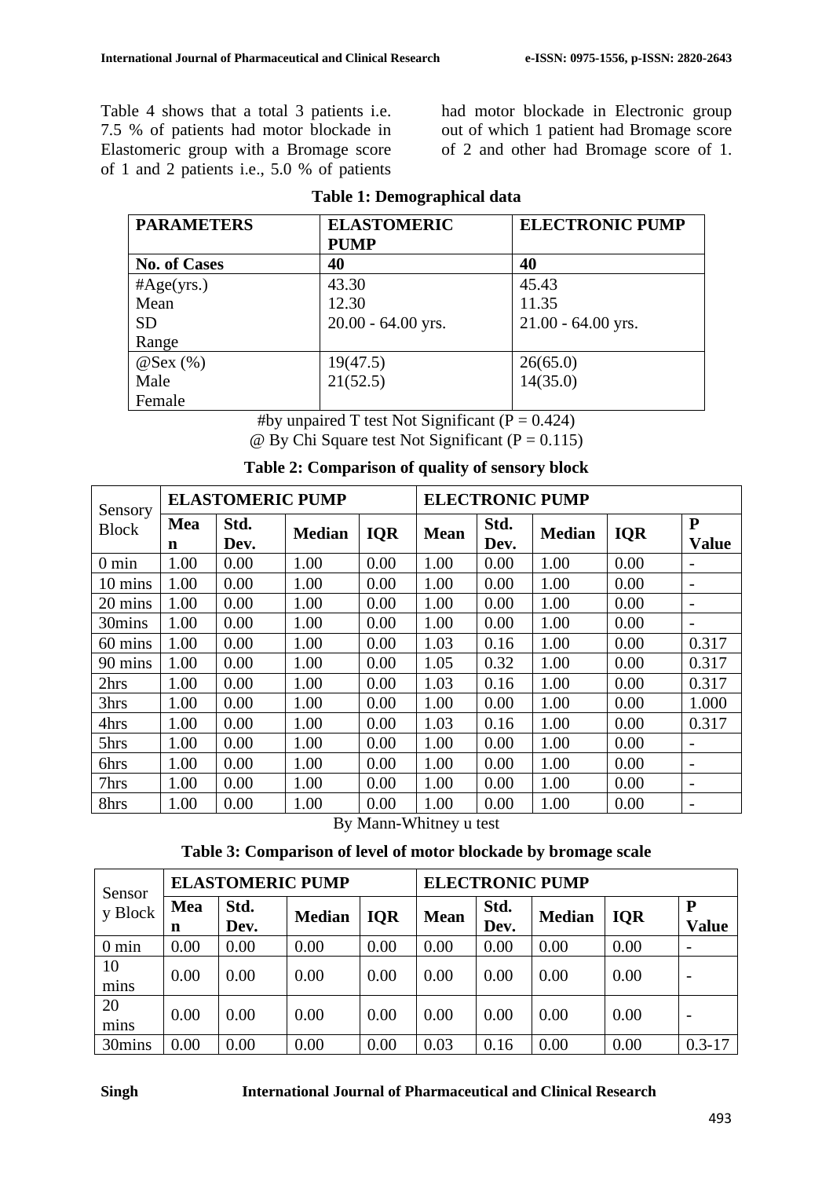Table 4 shows that a total 3 patients i.e. 7.5 % of patients had motor blockade in Elastomeric group with a Bromage score of 1 and 2 patients i.e., 5.0 % of patients had motor blockade in Electronic group out of which 1 patient had Bromage score of 2 and other had Bromage score of 1.

**Table 1: Demographical data**

| PARAMETERS | ELASTOMERIC PUMP | ELECTRONIC PUMP |
|---|---|---|
| **No. of Cases** | **40** | **40** |
| #Age(yrs.)<br>Mean<br>SD<br>Range | 43.30<br>12.30<br>20.00 - 64.00 yrs. | 45.43<br>11.35<br>21.00 - 64.00 yrs. |
| @Sex (%)<br>Male<br>Female | 19(47.5)<br>21(52.5) | 26(65.0)<br>14(35.0) |

#by unpaired T test Not Significant (P = 0.424)
@ By Chi Square test Not Significant (P = 0.115)

**Table 2: Comparison of quality of sensory block**

| Sensory Block | ELASTOMERIC PUMP | | | | ELECTRONIC PUMP | | | | |
|---|---|---|---|---|---|---|---|---|---|
| | **Mean** | **Std. Dev.** | **Median** | **IQR** | **Mean** | **Std. Dev.** | **Median** | **IQR** | **P Value** |
| 0 min | 1.00 | 0.00 | 1.00 | 0.00 | 1.00 | 0.00 | 1.00 | 0.00 | - |
| 10 mins | 1.00 | 0.00 | 1.00 | 0.00 | 1.00 | 0.00 | 1.00 | 0.00 | - |
| 20 mins | 1.00 | 0.00 | 1.00 | 0.00 | 1.00 | 0.00 | 1.00 | 0.00 | - |
| 30mins | 1.00 | 0.00 | 1.00 | 0.00 | 1.00 | 0.00 | 1.00 | 0.00 | - |
| 60 mins | 1.00 | 0.00 | 1.00 | 0.00 | 1.03 | 0.16 | 1.00 | 0.00 | 0.317 |
| 90 mins | 1.00 | 0.00 | 1.00 | 0.00 | 1.05 | 0.32 | 1.00 | 0.00 | 0.317 |
| 2hrs | 1.00 | 0.00 | 1.00 | 0.00 | 1.03 | 0.16 | 1.00 | 0.00 | 0.317 |
| 3hrs | 1.00 | 0.00 | 1.00 | 0.00 | 1.00 | 0.00 | 1.00 | 0.00 | 1.000 |
| 4hrs | 1.00 | 0.00 | 1.00 | 0.00 | 1.03 | 0.16 | 1.00 | 0.00 | 0.317 |
| 5hrs | 1.00 | 0.00 | 1.00 | 0.00 | 1.00 | 0.00 | 1.00 | 0.00 | - |
| 6hrs | 1.00 | 0.00 | 1.00 | 0.00 | 1.00 | 0.00 | 1.00 | 0.00 | - |
| 7hrs | 1.00 | 0.00 | 1.00 | 0.00 | 1.00 | 0.00 | 1.00 | 0.00 | - |
| 8hrs | 1.00 | 0.00 | 1.00 | 0.00 | 1.00 | 0.00 | 1.00 | 0.00 | - |

By Mann-Whitney u test

**Table 3: Comparison of level of motor blockade by bromage scale**

| Sensory Block | ELASTOMERIC PUMP | | | | ELECTRONIC PUMP | | | | |
|---|---|---|---|---|---|---|---|---|---|
| | **Mean** | **Std. Dev.** | **Median** | **IQR** | **Mean** | **Std. Dev.** | **Median** | **IQR** | **P Value** |
| 0 min | 0.00 | 0.00 | 0.00 | 0.00 | 0.00 | 0.00 | 0.00 | 0.00 | - |
| 10 mins | 0.00 | 0.00 | 0.00 | 0.00 | 0.00 | 0.00 | 0.00 | 0.00 | - |
| 20 mins | 0.00 | 0.00 | 0.00 | 0.00 | 0.00 | 0.00 | 0.00 | 0.00 | - |
| 30mins | 0.00 | 0.00 | 0.00 | 0.00 | 0.03 | 0.16 | 0.00 | 0.00 | 0.3-17 |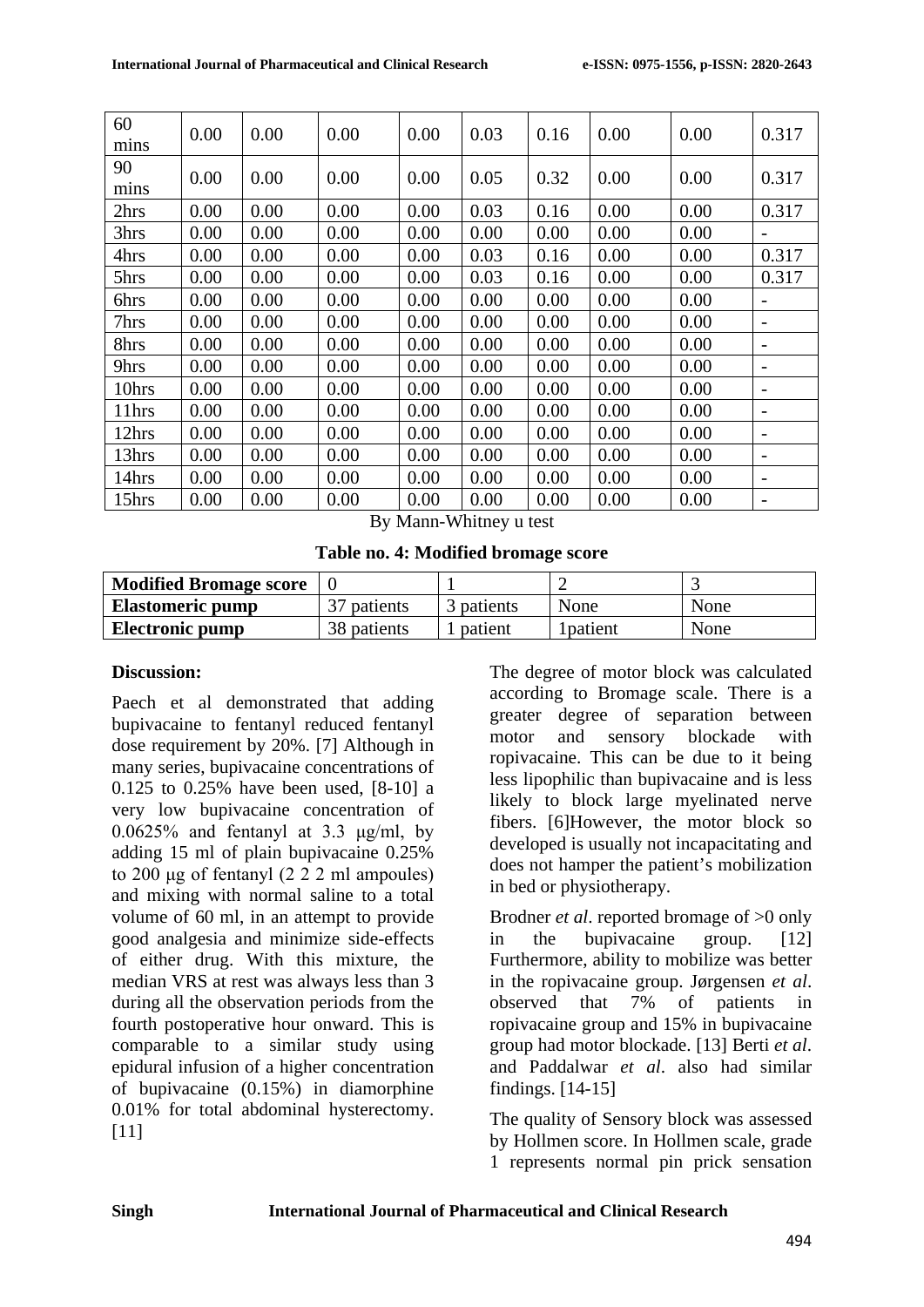| 60 mins | 0.00 | 0.00 | 0.00 | 0.00 | 0.03 | 0.16 | 0.00 | 0.00 | 0.317 |
|---|---|---|---|---|---|---|---|---|---|
| 90 mins | 0.00 | 0.00 | 0.00 | 0.00 | 0.05 | 0.32 | 0.00 | 0.00 | 0.317 |
| 2hrs | 0.00 | 0.00 | 0.00 | 0.00 | 0.03 | 0.16 | 0.00 | 0.00 | 0.317 |
| 3hrs | 0.00 | 0.00 | 0.00 | 0.00 | 0.00 | 0.00 | 0.00 | 0.00 | - |
| 4hrs | 0.00 | 0.00 | 0.00 | 0.00 | 0.03 | 0.16 | 0.00 | 0.00 | 0.317 |
| 5hrs | 0.00 | 0.00 | 0.00 | 0.00 | 0.03 | 0.16 | 0.00 | 0.00 | 0.317 |
| 6hrs | 0.00 | 0.00 | 0.00 | 0.00 | 0.00 | 0.00 | 0.00 | 0.00 | - |
| 7hrs | 0.00 | 0.00 | 0.00 | 0.00 | 0.00 | 0.00 | 0.00 | 0.00 | - |
| 8hrs | 0.00 | 0.00 | 0.00 | 0.00 | 0.00 | 0.00 | 0.00 | 0.00 | - |
| 9hrs | 0.00 | 0.00 | 0.00 | 0.00 | 0.00 | 0.00 | 0.00 | 0.00 | - |
| 10hrs | 0.00 | 0.00 | 0.00 | 0.00 | 0.00 | 0.00 | 0.00 | 0.00 | - |
| 11hrs | 0.00 | 0.00 | 0.00 | 0.00 | 0.00 | 0.00 | 0.00 | 0.00 | - |
| 12hrs | 0.00 | 0.00 | 0.00 | 0.00 | 0.00 | 0.00 | 0.00 | 0.00 | - |
| 13hrs | 0.00 | 0.00 | 0.00 | 0.00 | 0.00 | 0.00 | 0.00 | 0.00 | - |
| 14hrs | 0.00 | 0.00 | 0.00 | 0.00 | 0.00 | 0.00 | 0.00 | 0.00 | - |
| 15hrs | 0.00 | 0.00 | 0.00 | 0.00 | 0.00 | 0.00 | 0.00 | 0.00 | - |

By Mann-Whitney u test

**Table no. 4: Modified bromage score**

| **Modified Bromage score** | 0 | 1 | 2 | 3 |
|---|---|---|---|---|
| **Elastomeric pump** | 37 patients | 3 patients | None | None |
| **Electronic pump** | 38 patients | 1 patient | 1patient | None |

**Discussion:**

Paech et al demonstrated that adding bupivacaine to fentanyl reduced fentanyl dose requirement by 20%. [7] Although in many series, bupivacaine concentrations of 0.125 to 0.25% have been used, [8-10] a very low bupivacaine concentration of 0.0625% and fentanyl at 3.3 μg/ml, by adding 15 ml of plain bupivacaine 0.25% to 200 μg of fentanyl (2 2 2 ml ampoules) and mixing with normal saline to a total volume of 60 ml, in an attempt to provide good analgesia and minimize side-effects of either drug. With this mixture, the median VRS at rest was always less than 3 during all the observation periods from the fourth postoperative hour onward. This is comparable to a similar study using epidural infusion of a higher concentration of bupivacaine (0.15%) in diamorphine 0.01% for total abdominal hysterectomy. [11]

The degree of motor block was calculated according to Bromage scale. There is a greater degree of separation between motor and sensory blockade with ropivacaine. This can be due to it being less lipophilic than bupivacaine and is less likely to block large myelinated nerve fibers. [6]However, the motor block so developed is usually not incapacitating and does not hamper the patient's mobilization in bed or physiotherapy.

Brodner *et al*. reported bromage of >0 only in the bupivacaine group. [12] Furthermore, ability to mobilize was better in the ropivacaine group. Jørgensen *et al*. observed that 7% of patients in ropivacaine group and 15% in bupivacaine group had motor blockade. [13] Berti *et al*. and Paddalwar *et al*. also had similar findings. [14-15]

The quality of Sensory block was assessed by Hollmen score. In Hollmen scale, grade 1 represents normal pin prick sensation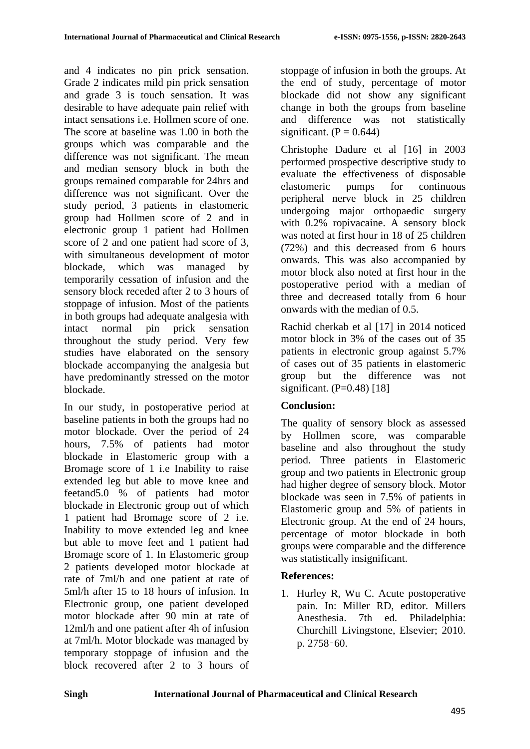and 4 indicates no pin prick sensation. Grade 2 indicates mild pin prick sensation and grade 3 is touch sensation. It was desirable to have adequate pain relief with intact sensations i.e. Hollmen score of one. The score at baseline was 1.00 in both the groups which was comparable and the difference was not significant. The mean and median sensory block in both the groups remained comparable for 24hrs and difference was not significant. Over the study period, 3 patients in elastomeric group had Hollmen score of 2 and in electronic group 1 patient had Hollmen score of 2 and one patient had score of 3, with simultaneous development of motor blockade, which was managed by temporarily cessation of infusion and the sensory block receded after 2 to 3 hours of stoppage of infusion. Most of the patients in both groups had adequate analgesia with intact normal pin prick sensation throughout the study period. Very few studies have elaborated on the sensory blockade accompanying the analgesia but have predominantly stressed on the motor blockade.

In our study, in postoperative period at baseline patients in both the groups had no motor blockade. Over the period of 24 hours, 7.5% of patients had motor blockade in Elastomeric group with a Bromage score of 1 i.e Inability to raise extended leg but able to move knee and feetand5.0 % of patients had motor blockade in Electronic group out of which 1 patient had Bromage score of 2 i.e. Inability to move extended leg and knee but able to move feet and 1 patient had Bromage score of 1. In Elastomeric group 2 patients developed motor blockade at rate of 7ml/h and one patient at rate of 5ml/h after 15 to 18 hours of infusion. In Electronic group, one patient developed motor blockade after 90 min at rate of 12ml/h and one patient after 4h of infusion at 7ml/h. Motor blockade was managed by temporary stoppage of infusion and the block recovered after 2 to 3 hours of stoppage of infusion in both the groups. At the end of study, percentage of motor blockade did not show any significant change in both the groups from baseline and difference was not statistically significant. ($P = 0.644$)

Christophe Dadure et al [16] in 2003 performed prospective descriptive study to evaluate the effectiveness of disposable elastomeric pumps for continuous peripheral nerve block in 25 children undergoing major orthopaedic surgery with 0.2% ropivacaine. A sensory block was noted at first hour in 18 of 25 children (72%) and this decreased from 6 hours onwards. This was also accompanied by motor block also noted at first hour in the postoperative period with a median of three and decreased totally from 6 hour onwards with the median of 0.5.

Rachid cherkab et al [17] in 2014 noticed motor block in 3% of the cases out of 35 patients in electronic group against 5.7% of cases out of 35 patients in elastomeric group but the difference was not significant. ($P=0.48$) [18]

### Conclusion:

The quality of sensory block as assessed by Hollmen score, was comparable baseline and also throughout the study period. Three patients in Elastomeric group and two patients in Electronic group had higher degree of sensory block. Motor blockade was seen in 7.5% of patients in Elastomeric group and 5% of patients in Electronic group. At the end of 24 hours, percentage of motor blockade in both groups were comparable and the difference was statistically insignificant.

### References:

1. Hurley R, Wu C. Acute postoperative pain. In: Miller RD, editor. Millers Anesthesia. 7th ed. Philadelphia: Churchill Livingstone, Elsevier; 2010. p. 2758‑60.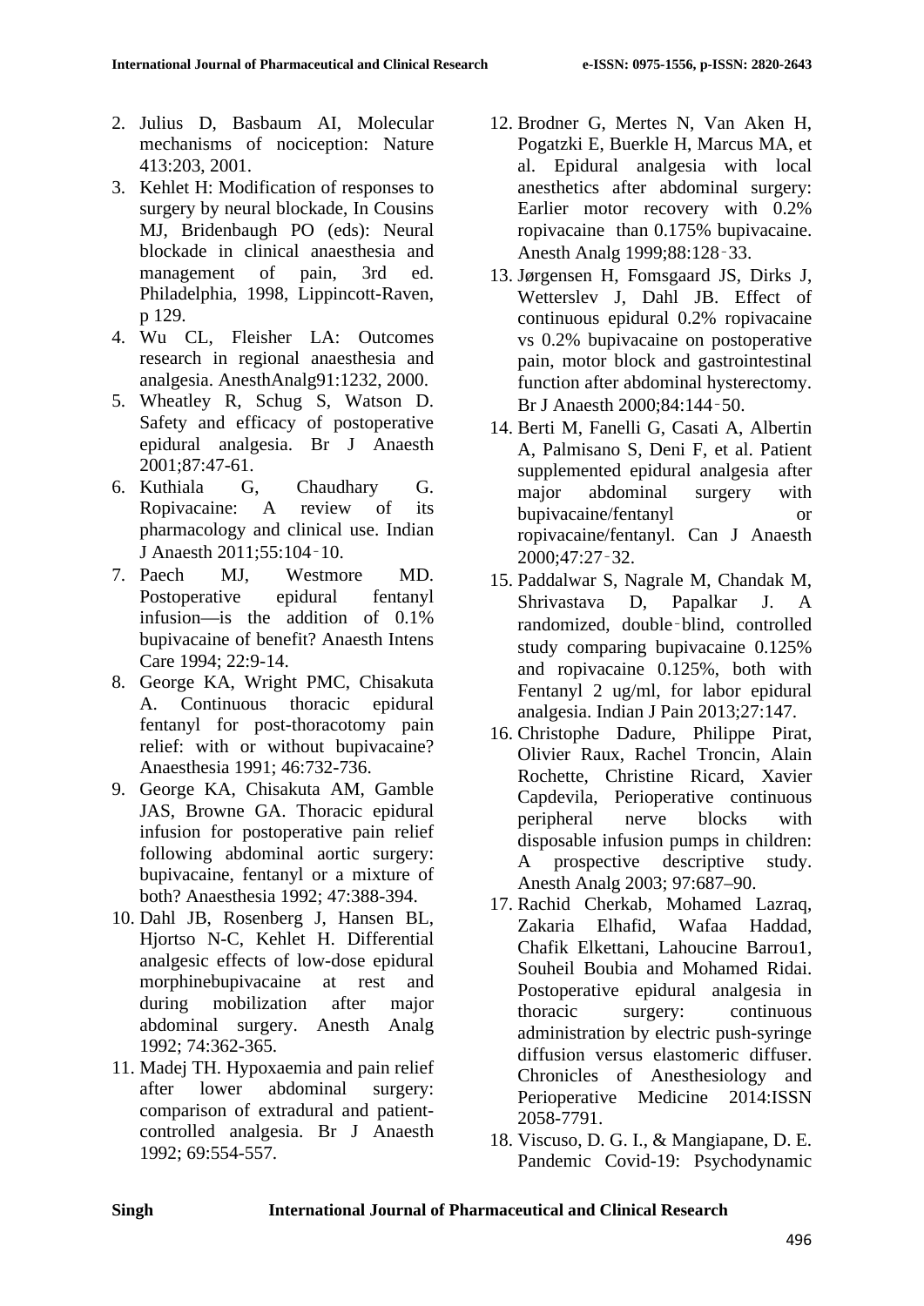2. Julius D, Basbaum AI, Molecular mechanisms of nociception: Nature 413:203, 2001.
3. Kehlet H: Modification of responses to surgery by neural blockade, In Cousins MJ, Bridenbaugh PO (eds): Neural blockade in clinical anaesthesia and management of pain, 3rd ed. Philadelphia, 1998, Lippincott-Raven, p 129.
4. Wu CL, Fleisher LA: Outcomes research in regional anaesthesia and analgesia. AnesthAnalg91:1232, 2000.
5. Wheatley R, Schug S, Watson D. Safety and efficacy of postoperative epidural analgesia. Br J Anaesth 2001;87:47-61.
6. Kuthiala G, Chaudhary G. Ropivacaine: A review of its pharmacology and clinical use. Indian J Anaesth 2011;55:104‑10.
7. Paech MJ, Westmore MD. Postoperative epidural fentanyl infusion—is the addition of 0.1% bupivacaine of benefit? Anaesth Intens Care 1994; 22:9-14.
8. George KA, Wright PMC, Chisakuta A. Continuous thoracic epidural fentanyl for post-thoracotomy pain relief: with or without bupivacaine? Anaesthesia 1991; 46:732-736.
9. George KA, Chisakuta AM, Gamble JAS, Browne GA. Thoracic epidural infusion for postoperative pain relief following abdominal aortic surgery: bupivacaine, fentanyl or a mixture of both? Anaesthesia 1992; 47:388-394.
10. Dahl JB, Rosenberg J, Hansen BL, Hjortso N-C, Kehlet H. Differential analgesic effects of low-dose epidural morphinebupivacaine at rest and during mobilization after major abdominal surgery. Anesth Analg 1992; 74:362-365.
11. Madej TH. Hypoxaemia and pain relief after lower abdominal surgery: comparison of extradural and patient-controlled analgesia. Br J Anaesth 1992; 69:554-557.
12. Brodner G, Mertes N, Van Aken H, Pogatzki E, Buerkle H, Marcus MA, et al. Epidural analgesia with local anesthetics after abdominal surgery: Earlier motor recovery with 0.2% ropivacaine than 0.175% bupivacaine. Anesth Analg 1999;88:128‑33.
13. Jørgensen H, Fomsgaard JS, Dirks J, Wetterslev J, Dahl JB. Effect of continuous epidural 0.2% ropivacaine vs 0.2% bupivacaine on postoperative pain, motor block and gastrointestinal function after abdominal hysterectomy. Br J Anaesth 2000;84:144‑50.
14. Berti M, Fanelli G, Casati A, Albertin A, Palmisano S, Deni F, et al. Patient supplemented epidural analgesia after major abdominal surgery with bupivacaine/fentanyl or ropivacaine/fentanyl. Can J Anaesth 2000;47:27‑32.
15. Paddalwar S, Nagrale M, Chandak M, Shrivastava D, Papalkar J. A randomized, double‑blind, controlled study comparing bupivacaine 0.125% and ropivacaine 0.125%, both with Fentanyl 2 ug/ml, for labor epidural analgesia. Indian J Pain 2013;27:147.
16. Christophe Dadure, Philippe Pirat, Olivier Raux, Rachel Troncin, Alain Rochette, Christine Ricard, Xavier Capdevila, Perioperative continuous peripheral nerve blocks with disposable infusion pumps in children: A prospective descriptive study. Anesth Analg 2003; 97:687–90.
17. Rachid Cherkab, Mohamed Lazraq, Zakaria Elhafid, Wafaa Haddad, Chafik Elkettani, Lahoucine Barrou1, Souheil Boubia and Mohamed Ridai. Postoperative epidural analgesia in thoracic surgery: continuous administration by electric push-syringe diffusion versus elastomeric diffuser. Chronicles of Anesthesiology and Perioperative Medicine 2014:ISSN 2058-7791.
18. Viscuso, D. G. I., & Mangiapane, D. E. Pandemic Covid-19: Psychodynamic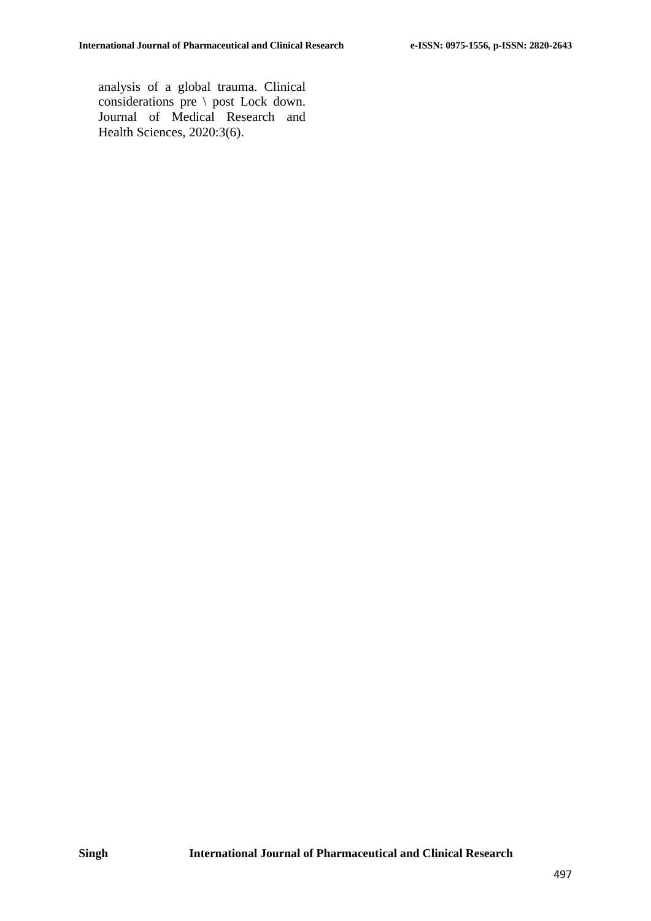analysis of a global trauma. Clinical considerations pre \ post Lock down. Journal of Medical Research and Health Sciences, 2020:3(6).